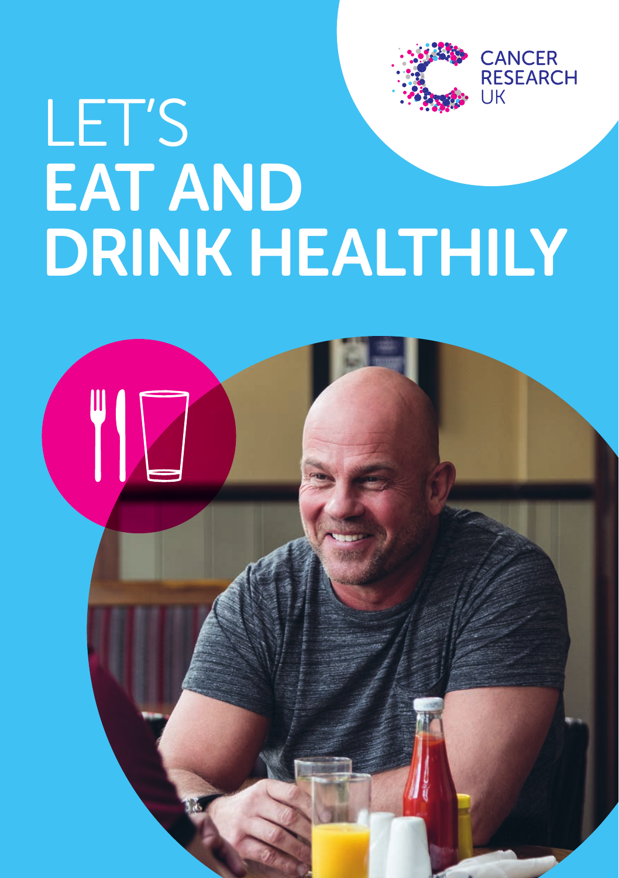CANCER RESEARCH UK

# LET'S **EAT AND DRINK HEALTHILY**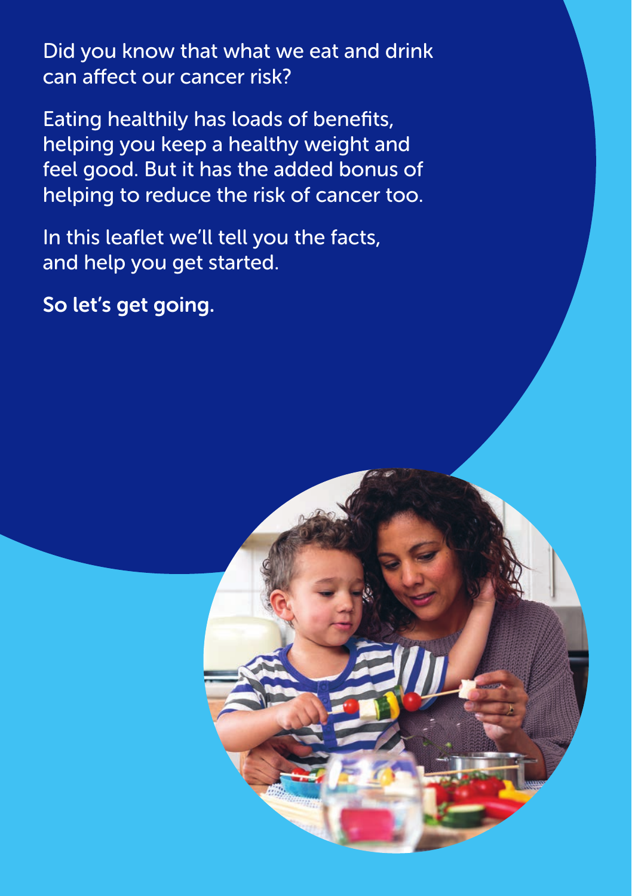Did you know that what we eat and drink can affect our cancer risk?

Eating healthily has loads of benefits, helping you keep a healthy weight and feel good. But it has the added bonus of helping to reduce the risk of cancer too.

In this leaflet we'll tell you the facts, and help you get started.

**So let's get going.**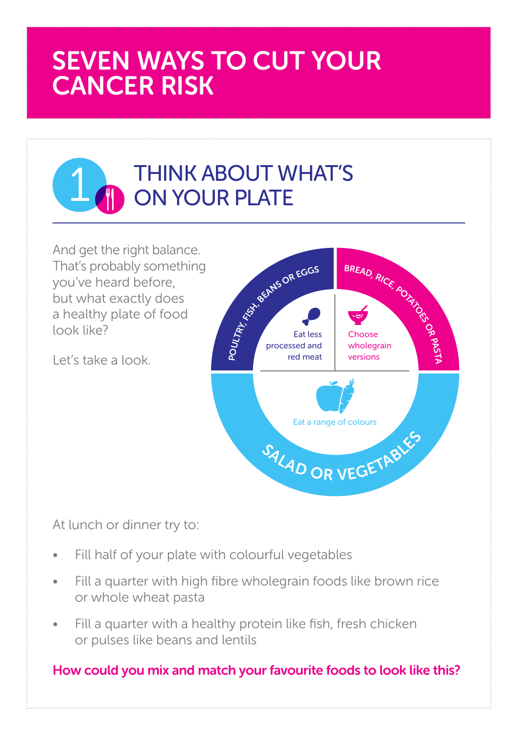# SEVEN WAYS TO CUT YOUR CANCER RISK

## 1 THINK ABOUT WHAT'S ON YOUR PLATE

And get the right balance. That's probably something you've heard before, but what exactly does a healthy plate of food look like?

Let's take a look.

POULTRY, FISH, BEANS OR EGGS

Eat less processed and red meat

BREAD, RICE, POTATOES OR PASTA

Choose wholegrain versions

SALAD OR VEGETABLES

Eat a range of colours

At lunch or dinner try to:

- Fill half of your plate with colourful vegetables
- Fill a quarter with high fibre wholegrain foods like brown rice or whole wheat pasta
- Fill a quarter with a healthy protein like fish, fresh chicken or pulses like beans and lentils

**How could you mix and match your favourite foods to look like this?**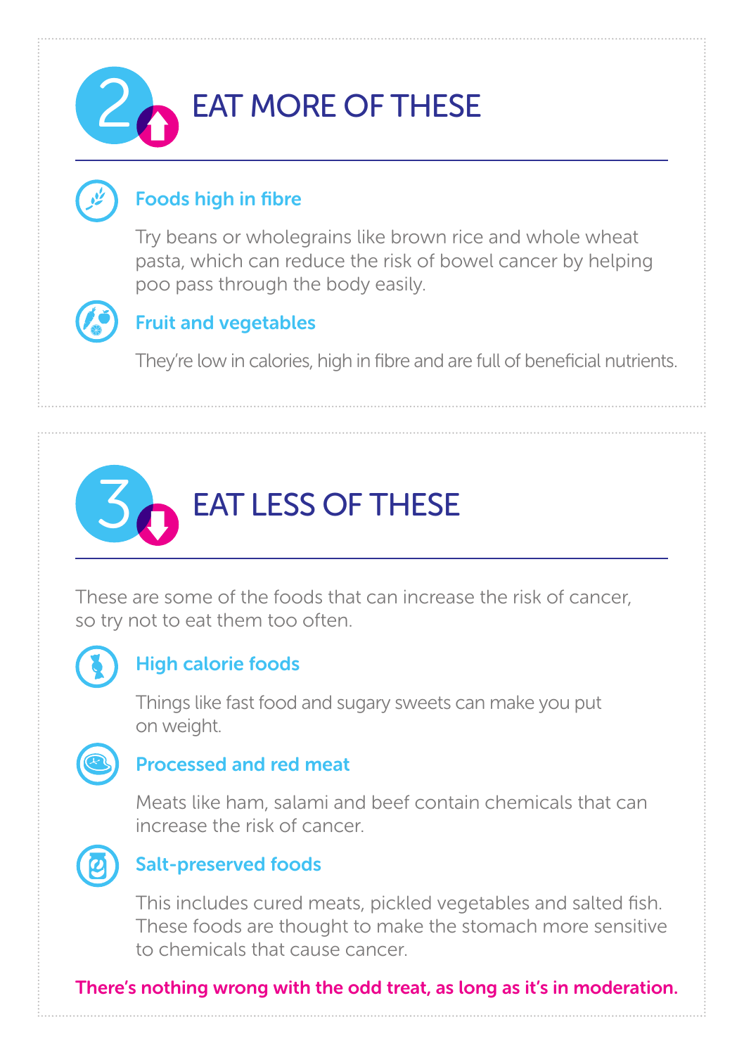## 2 EAT MORE OF THESE

### Foods high in fibre

Try beans or wholegrains like brown rice and whole wheat pasta, which can reduce the risk of bowel cancer by helping poo pass through the body easily.

### Fruit and vegetables

They're low in calories, high in fibre and are full of beneficial nutrients.

## 3 EAT LESS OF THESE

These are some of the foods that can increase the risk of cancer, so try not to eat them too often.

### High calorie foods

Things like fast food and sugary sweets can make you put on weight.

### Processed and red meat

Meats like ham, salami and beef contain chemicals that can increase the risk of cancer.

### Salt-preserved foods

This includes cured meats, pickled vegetables and salted fish. These foods are thought to make the stomach more sensitive to chemicals that cause cancer.

**There's nothing wrong with the odd treat, as long as it's in moderation.**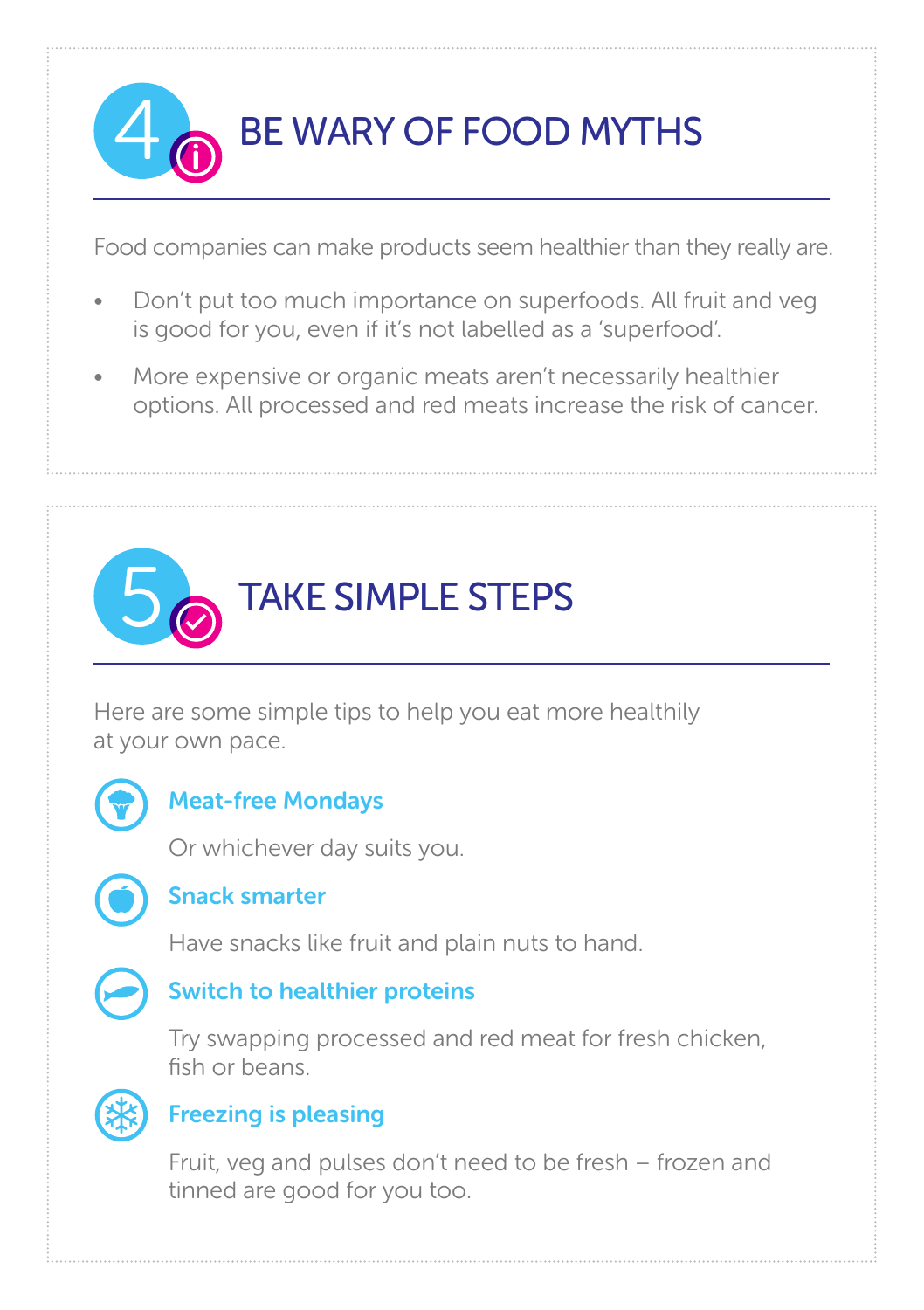## 4 BE WARY OF FOOD MYTHS

Food companies can make products seem healthier than they really are.

- Don't put too much importance on superfoods. All fruit and veg is good for you, even if it's not labelled as a 'superfood'.
- More expensive or organic meats aren't necessarily healthier options. All processed and red meats increase the risk of cancer.

## 5 TAKE SIMPLE STEPS

Here are some simple tips to help you eat more healthily at your own pace.

### Meat-free Mondays

Or whichever day suits you.

### Snack smarter

Have snacks like fruit and plain nuts to hand.

### Switch to healthier proteins

Try swapping processed and red meat for fresh chicken, fish or beans.

### Freezing is pleasing

Fruit, veg and pulses don't need to be fresh – frozen and tinned are good for you too.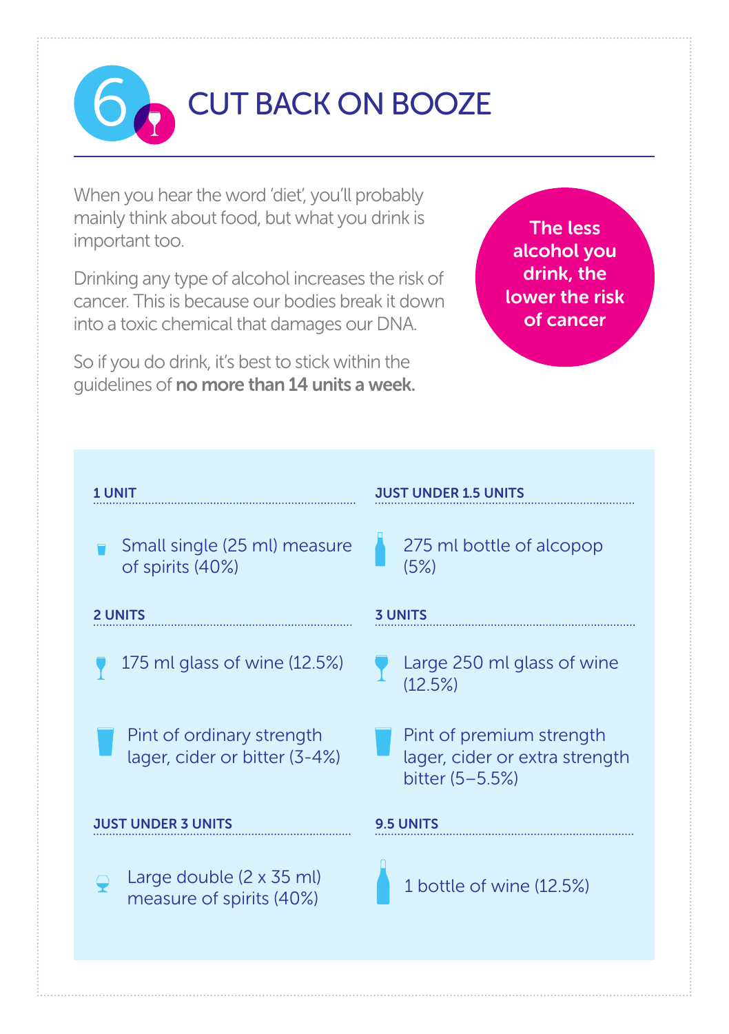# 6 CUT BACK ON BOOZE

When you hear the word 'diet', you'll probably mainly think about food, but what you drink is important too.

Drinking any type of alcohol increases the risk of cancer. This is because our bodies break it down into a toxic chemical that damages our DNA.

So if you do drink, it's best to stick within the guidelines of **no more than 14 units a week.**

**The less alcohol you drink, the lower the risk of cancer**

**1 UNIT**

- Small single (25 ml) measure of spirits (40%)

**JUST UNDER 1.5 UNITS**

- 275 ml bottle of alcopop (5%)

**2 UNITS**

- 175 ml glass of wine (12.5%)
- Pint of ordinary strength lager, cider or bitter (3-4%)

**3 UNITS**

- Large 250 ml glass of wine (12.5%)
- Pint of premium strength lager, cider or extra strength bitter (5–5.5%)

**JUST UNDER 3 UNITS**

- Large double (2 x 35 ml) measure of spirits (40%)

**9.5 UNITS**

- 1 bottle of wine (12.5%)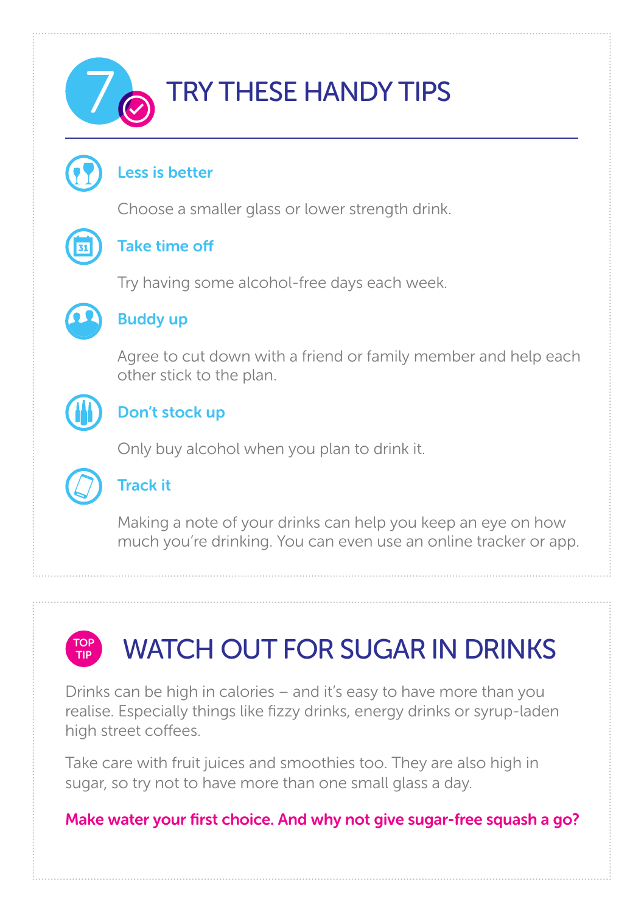# 7 TRY THESE HANDY TIPS

### Less is better

Choose a smaller glass or lower strength drink.

### Take time off

Try having some alcohol-free days each week.

### Buddy up

Agree to cut down with a friend or family member and help each other stick to the plan.

### Don't stock up

Only buy alcohol when you plan to drink it.

### Track it

Making a note of your drinks can help you keep an eye on how much you're drinking. You can even use an online tracker or app.

## TOP TIP: WATCH OUT FOR SUGAR IN DRINKS

Drinks can be high in calories – and it's easy to have more than you realise. Especially things like fizzy drinks, energy drinks or syrup-laden high street coffees.

Take care with fruit juices and smoothies too. They are also high in sugar, so try not to have more than one small glass a day.

**Make water your first choice. And why not give sugar-free squash a go?**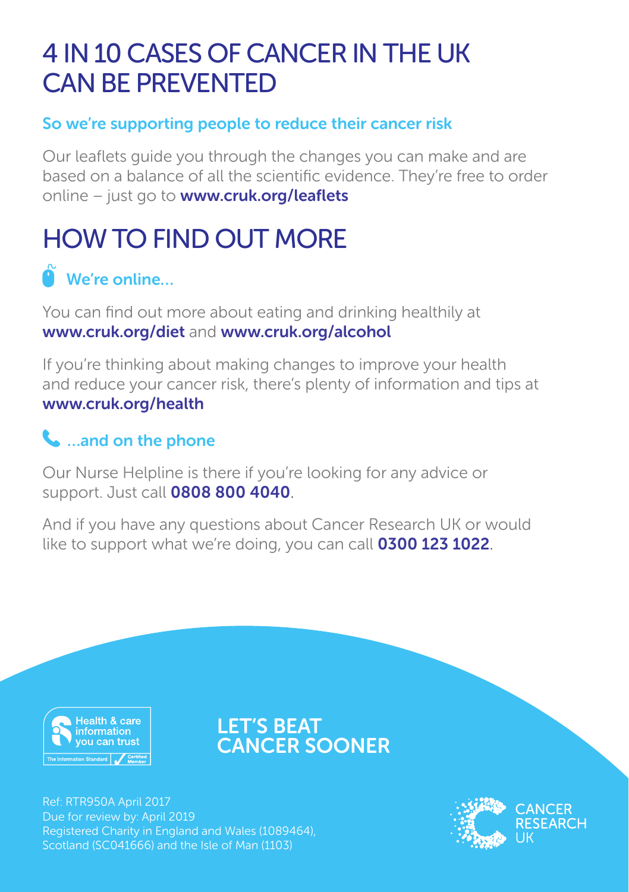# 4 IN 10 CASES OF CANCER IN THE UK CAN BE PREVENTED

### So we're supporting people to reduce their cancer risk

Our leaflets guide you through the changes you can make and are based on a balance of all the scientific evidence. They're free to order online – just go to **www.cruk.org/leaflets**

# HOW TO FIND OUT MORE

### We're online...

You can find out more about eating and drinking healthily at **www.cruk.org/diet** and **www.cruk.org/alcohol**

If you're thinking about making changes to improve your health and reduce your cancer risk, there's plenty of information and tips at **www.cruk.org/health**

### ...and on the phone

Our Nurse Helpline is there if you're looking for any advice or support. Just call **0808 800 4040**.

And if you have any questions about Cancer Research UK or would like to support what we're doing, you can call **0300 123 1022**.

Health & care information you can trust
The Information Standard Certified Member

LET'S BEAT CANCER SOONER

Ref: RTR950A April 2017
Due for review by: April 2019
Registered Charity in England and Wales (1089464), Scotland (SC041666) and the Isle of Man (1103)

CANCER RESEARCH UK